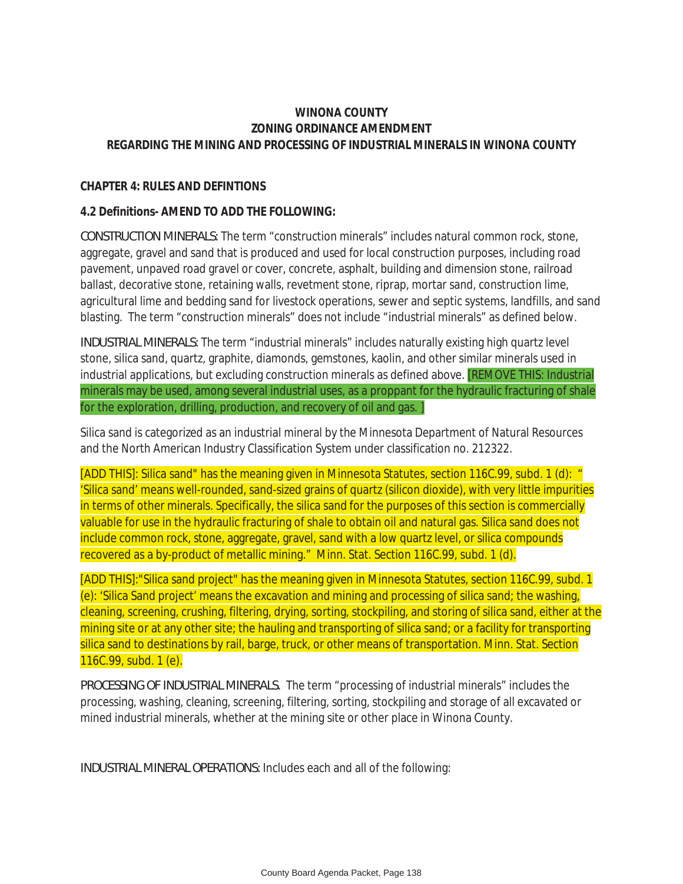**WINONA COUNTY**
**ZONING ORDINANCE AMENDMENT**
**REGARDING THE MINING AND PROCESSING OF INDUSTRIAL MINERALS IN WINONA COUNTY**

**CHAPTER 4: RULES AND DEFINTIONS**

**4.2 Definitions- AMEND TO ADD THE FOLLOWING:**

CONSTRUCTION MINERALS: The term "construction minerals" includes natural common rock, stone, aggregate, gravel and sand that is produced and used for local construction purposes, including road pavement, unpaved road gravel or cover, concrete, asphalt, building and dimension stone, railroad ballast, decorative stone, retaining walls, revetment stone, riprap, mortar sand, construction lime, agricultural lime and bedding sand for livestock operations, sewer and septic systems, landfills, and sand blasting. The term "construction minerals" does not include "industrial minerals" as defined below.

INDUSTRIAL MINERALS: The term "industrial minerals" includes naturally existing high quartz level stone, silica sand, quartz, graphite, diamonds, gemstones, kaolin, and other similar minerals used in industrial applications, but excluding construction minerals as defined above. [REMOVE THIS: Industrial minerals may be used, among several industrial uses, as a proppant for the hydraulic fracturing of shale for the exploration, drilling, production, and recovery of oil and gas. ]

Silica sand is categorized as an industrial mineral by the Minnesota Department of Natural Resources and the North American Industry Classification System under classification no. 212322.

[ADD THIS]: Silica sand" has the meaning given in Minnesota Statutes, section 116C.99, subd. 1 (d): " 'Silica sand' means well-rounded, sand-sized grains of quartz (silicon dioxide), with very little impurities in terms of other minerals. Specifically, the silica sand for the purposes of this section is commercially valuable for use in the hydraulic fracturing of shale to obtain oil and natural gas. Silica sand does not include common rock, stone, aggregate, gravel, sand with a low quartz level, or silica compounds recovered as a by-product of metallic mining." Minn. Stat. Section 116C.99, subd. 1 (d).

[ADD THIS]:"Silica sand project" has the meaning given in Minnesota Statutes, section 116C.99, subd. 1 (e): 'Silica Sand project' means the excavation and mining and processing of silica sand; the washing, cleaning, screening, crushing, filtering, drying, sorting, stockpiling, and storing of silica sand, either at the mining site or at any other site; the hauling and transporting of silica sand; or a facility for transporting silica sand to destinations by rail, barge, truck, or other means of transportation. Minn. Stat. Section 116C.99, subd. 1 (e).

PROCESSING OF INDUSTRIAL MINERALS. The term "processing of industrial minerals" includes the processing, washing, cleaning, screening, filtering, sorting, stockpiling and storage of all excavated or mined industrial minerals, whether at the mining site or other place in Winona County.

INDUSTRIAL MINERAL OPERATIONS: Includes each and all of the following: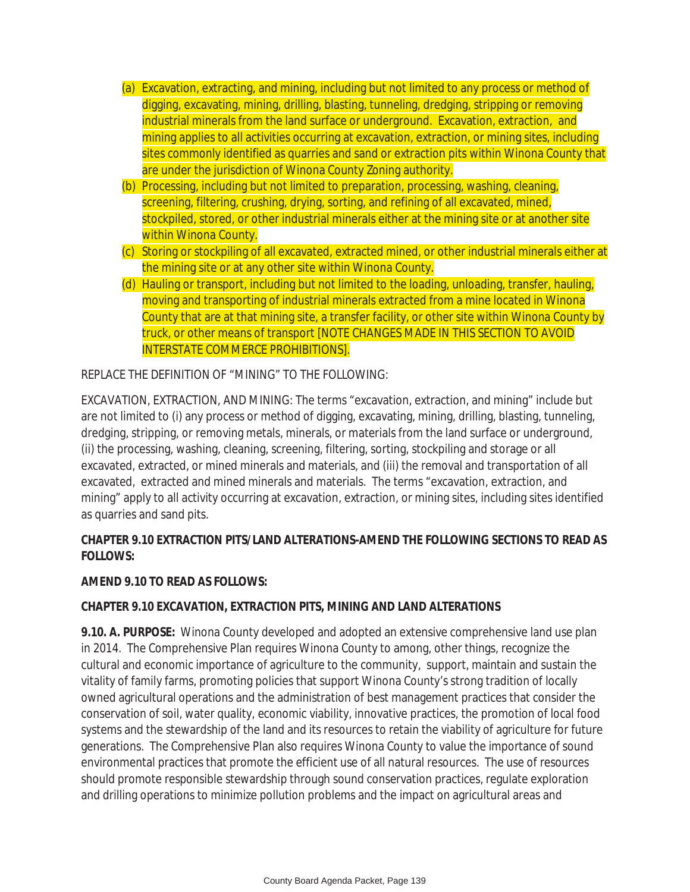(a) Excavation, extracting, and mining, including but not limited to any process or method of digging, excavating, mining, drilling, blasting, tunneling, dredging, stripping or removing industrial minerals from the land surface or underground. Excavation, extraction, and mining applies to all activities occurring at excavation, extraction, or mining sites, including sites commonly identified as quarries and sand or extraction pits within Winona County that are under the jurisdiction of Winona County Zoning authority.

(b) Processing, including but not limited to preparation, processing, washing, cleaning, screening, filtering, crushing, drying, sorting, and refining of all excavated, mined, stockpiled, stored, or other industrial minerals either at the mining site or at another site within Winona County.

(c) Storing or stockpiling of all excavated, extracted mined, or other industrial minerals either at the mining site or at any other site within Winona County.

(d) Hauling or transport, including but not limited to the loading, unloading, transfer, hauling, moving and transporting of industrial minerals extracted from a mine located in Winona County that are at that mining site, a transfer facility, or other site within Winona County by truck, or other means of transport [NOTE CHANGES MADE IN THIS SECTION TO AVOID INTERSTATE COMMERCE PROHIBITIONS].

REPLACE THE DEFINITION OF "MINING" TO THE FOLLOWING:

EXCAVATION, EXTRACTION, AND MINING: The terms "excavation, extraction, and mining" include but are not limited to (i) any process or method of digging, excavating, mining, drilling, blasting, tunneling, dredging, stripping, or removing metals, minerals, or materials from the land surface or underground, (ii) the processing, washing, cleaning, screening, filtering, sorting, stockpiling and storage or all excavated, extracted, or mined minerals and materials, and (iii) the removal and transportation of all excavated, extracted and mined minerals and materials. The terms "excavation, extraction, and mining" apply to all activity occurring at excavation, extraction, or mining sites, including sites identified as quarries and sand pits.

**CHAPTER 9.10 EXTRACTION PITS/LAND ALTERATIONS-AMEND THE FOLLOWING SECTIONS TO READ AS FOLLOWS:**

**AMEND 9.10 TO READ AS FOLLOWS:**

**CHAPTER 9.10 EXCAVATION, EXTRACTION PITS, MINING AND LAND ALTERATIONS**

**9.10. A. PURPOSE:** Winona County developed and adopted an extensive comprehensive land use plan in 2014. The Comprehensive Plan requires Winona County to among, other things, recognize the cultural and economic importance of agriculture to the community, support, maintain and sustain the vitality of family farms, promoting policies that support Winona County's strong tradition of locally owned agricultural operations and the administration of best management practices that consider the conservation of soil, water quality, economic viability, innovative practices, the promotion of local food systems and the stewardship of the land and its resources to retain the viability of agriculture for future generations. The Comprehensive Plan also requires Winona County to value the importance of sound environmental practices that promote the efficient use of all natural resources. The use of resources should promote responsible stewardship through sound conservation practices, regulate exploration and drilling operations to minimize pollution problems and the impact on agricultural areas and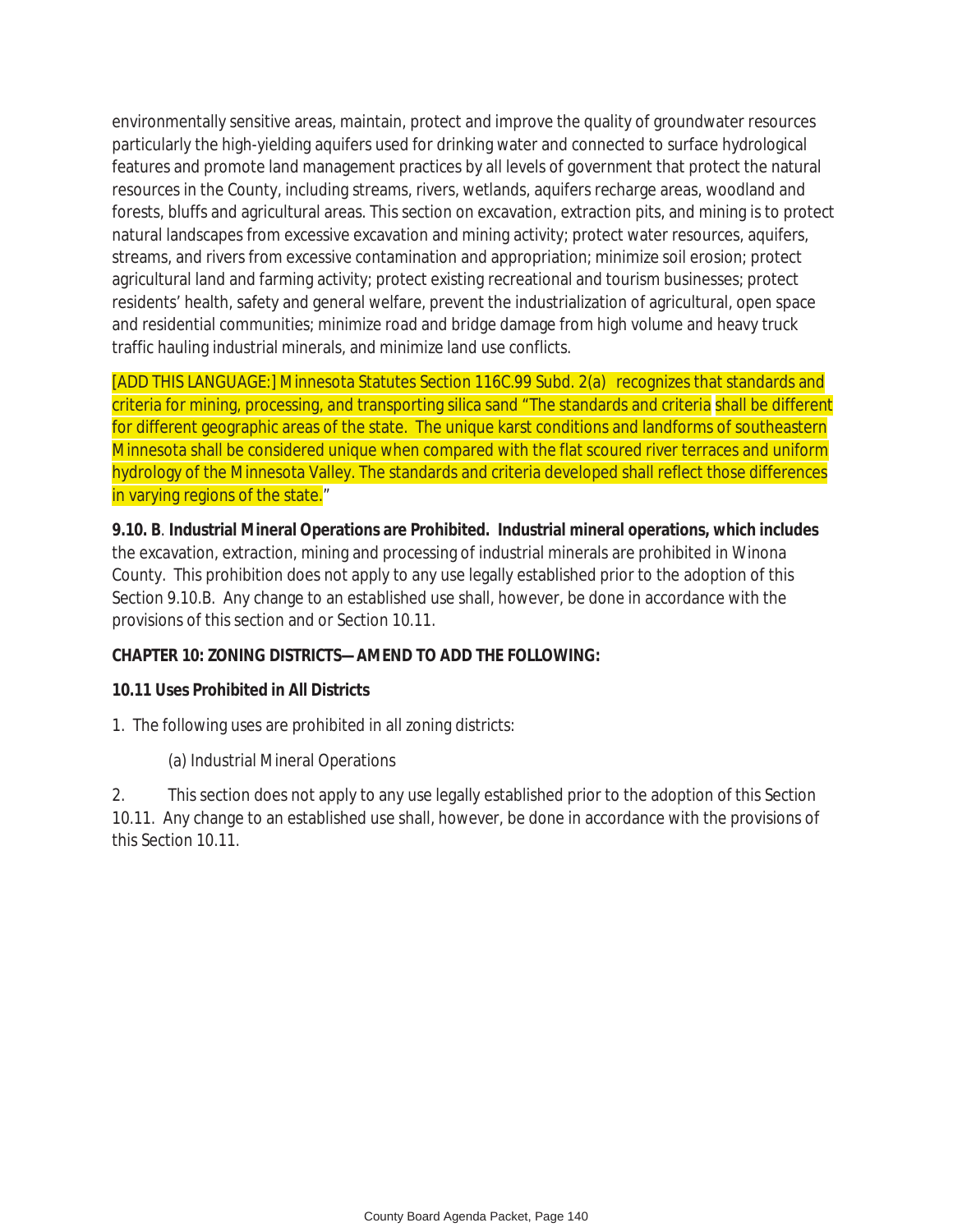environmentally sensitive areas, maintain, protect and improve the quality of groundwater resources particularly the high-yielding aquifers used for drinking water and connected to surface hydrological features and promote land management practices by all levels of government that protect the natural resources in the County, including streams, rivers, wetlands, aquifers recharge areas, woodland and forests, bluffs and agricultural areas. This section on excavation, extraction pits, and mining is to protect natural landscapes from excessive excavation and mining activity; protect water resources, aquifers, streams, and rivers from excessive contamination and appropriation; minimize soil erosion; protect agricultural land and farming activity; protect existing recreational and tourism businesses; protect residents' health, safety and general welfare, prevent the industrialization of agricultural, open space and residential communities; minimize road and bridge damage from high volume and heavy truck traffic hauling industrial minerals, and minimize land use conflicts.

[ADD THIS LANGUAGE:] Minnesota Statutes Section 116C.99 Subd. 2(a) recognizes that standards and criteria for mining, processing, and transporting silica sand "The standards and criteria shall be different for different geographic areas of the state. The unique karst conditions and landforms of southeastern Minnesota shall be considered unique when compared with the flat scoured river terraces and uniform hydrology of the Minnesota Valley. The standards and criteria developed shall reflect those differences in varying regions of the state."

**9.10. B**. **Industrial Mineral Operations are Prohibited. Industrial mineral operations, which includes** the excavation, extraction, mining and processing of industrial minerals are prohibited in Winona County. This prohibition does not apply to any use legally established prior to the adoption of this Section 9.10.B. Any change to an established use shall, however, be done in accordance with the provisions of this section and or Section 10.11.

**CHAPTER 10: ZONING DISTRICTS—AMEND TO ADD THE FOLLOWING:**

**10.11 Uses Prohibited in All Districts**

1. The following uses are prohibited in all zoning districts:

   (a) Industrial Mineral Operations

2. This section does not apply to any use legally established prior to the adoption of this Section 10.11. Any change to an established use shall, however, be done in accordance with the provisions of this Section 10.11.